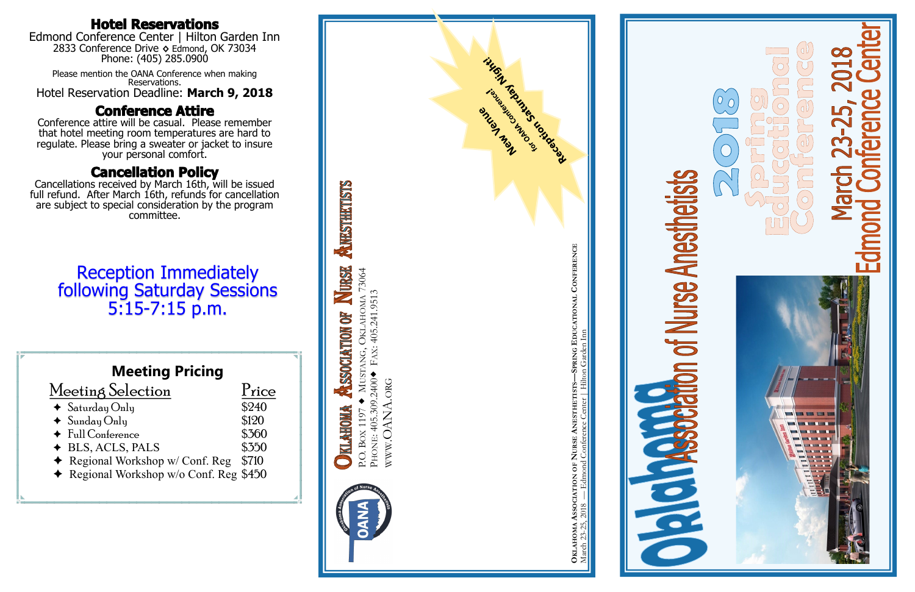## Hotel Reservations

Edmond Conference Center | Hilton Garden Inn
2833 Conference Drive ◇ Edmond, OK 73034
Phone: (405) 285.0900

Please mention the OANA Conference when making Reservations.

Hotel Reservation Deadline: **March 9, 2018**

## Conference Attire

Conference attire will be casual. Please remember that hotel meeting room temperatures are hard to regulate. Please bring a sweater or jacket to insure your personal comfort.

## Cancellation Policy

Cancellations received by March 16th, will be issued full refund. After March 16th, refunds for cancellation are subject to special consideration by the program committee.

Reception Immediately following Saturday Sessions 5:15-7:15 p.m.

## Meeting Pricing

| Meeting Selection | Price |
|---|---|
| ✦ Saturday Only | $240 |
| ✦ Sunday Only | $120 |
| ✦ Full Conference | $360 |
| ✦ BLS, ACLS, PALS | $350 |
| ✦ Regional Workshop w/ Conf. Reg | $710 |
| ✦ Regional Workshop w/o Conf. Reg | $450 |

**Oklahoma Association of Nurse Anesthetists**
P.O. Box 1197 ◆ Mustang, Oklahoma 73064
Phone: 405.309.2400◆ Fax: 405.241.9513
www.OANA.org

Reception Saturday Night! for OANA Conference! New Venue

Oklahoma Association of Nurse Anesthetists—Spring Educational Conference
March 23-25, 2018 — Edmond Conference Center | Hilton Garden Inn

# Oklahoma Association of Nurse Anesthetists

# 2018 Spring Educational Conference

## March 23-25, 2018
## Edmond Conference Center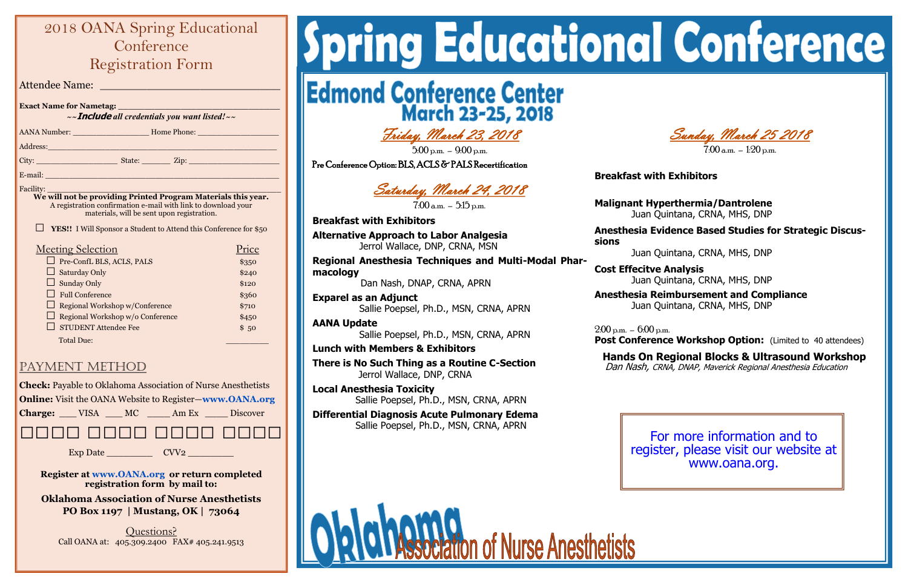# 2018 OANA Spring Educational Conference Registration Form

Attendee Name: ______________________________

**Exact Name for Nametag:** ______________________________

~~***Include** all credentials you want listed!*~~

AANA Number: ________________ Home Phone: ________________

Address: ______________________________________________

City: ________________ State: ______ Zip: ________________

E-mail: ______________________________________________

Facility: ______________________________________________

**We will not be providing Printed Program Materials this year.**
A registration confirmation e-mail with link to download your materials, will be sent upon registration.

☐ **YES!!** I Will Sponsor a Student to Attend this Conference for $50

| Meeting Selection | Price |
|---|---|
| ☐ Pre-ConfL BLS, ACLS, PALS | $350 |
| ☐ Saturday Only | $240 |
| ☐ Sunday Only | $120 |
| ☐ Full Conference | $360 |
| ☐ Regional Workshop w/Conference | $710 |
| ☐ Regional Workshop w/o Conference | $450 |
| ☐ STUDENT Attendee Fee | $ 50 |
| Total Due: | ________ |

## PAYMENT METHOD

**Check:** Payable to Oklahoma Association of Nurse Anesthetists

**Online:** Visit the OANA Website to Register—**www.OANA.org**

**Charge:** ___ VISA ___ MC _____ Am Ex _____ Discover

☐☐☐☐ ☐☐☐☐ ☐☐☐☐ ☐☐☐☐

Exp Date ________ CVV2 ________

**Register at www.OANA.org or return completed registration form by mail to:**

**Oklahoma Association of Nurse Anesthetists**
**PO Box 1197 | Mustang, OK | 73064**

Questions?
Call OANA at: 405.309.2400 FAX# 405.241.9513

# Spring Educational Conference

## Edmond Conference Center
## March 23-25, 2018

### *Friday, March 23, 2018*

5:00 p.m. – 9:00 p.m.

Pre Conference Option: BLS, ACLS & PALS Recertification

### *Saturday, March 24, 2018*

7:00 a.m. – 5:15 p.m.

**Breakfast with Exhibitors**

**Alternative Approach to Labor Analgesia**
Jerrol Wallace, DNP, CRNA, MSN

**Regional Anesthesia Techniques and Multi-Modal Pharmacology**
Dan Nash, DNAP, CRNA, APRN

**Exparel as an Adjunct**
Sallie Poepsel, Ph.D., MSN, CRNA, APRN

**AANA Update**
Sallie Poepsel, Ph.D., MSN, CRNA, APRN

**Lunch with Members & Exhibitors**

**There is No Such Thing as a Routine C-Section**
Jerrol Wallace, DNP, CRNA

**Local Anesthesia Toxicity**
Sallie Poepsel, Ph.D., MSN, CRNA, APRN

**Differential Diagnosis Acute Pulmonary Edema**
Sallie Poepsel, Ph.D., MSN, CRNA, APRN

### *Sunday, March 25 2018*

7:00 a.m. – 1:20 p.m.

**Breakfast with Exhibitors**

**Malignant Hyperthermia/Dantrolene**
Juan Quintana, CRNA, MHS, DNP

**Anesthesia Evidence Based Studies for Strategic Discussions**
Juan Quintana, CRNA, MHS, DNP

**Cost Effecitve Analysis**
Juan Quintana, CRNA, MHS, DNP

**Anesthesia Reimbursement and Compliance**
Juan Quintana, CRNA, MHS, DNP

2:00 p.m. – 6:00 p.m.

**Post Conference Workshop Option:** (Limited to 40 attendees)

**Hands On Regional Blocks & Ultrasound Workshop**
*Dan Nash, CRNA, DNAP, Maverick Regional Anesthesia Education*

For more information and to register, please visit our website at www.oana.org.

Oklahoma Association of Nurse Anesthetists